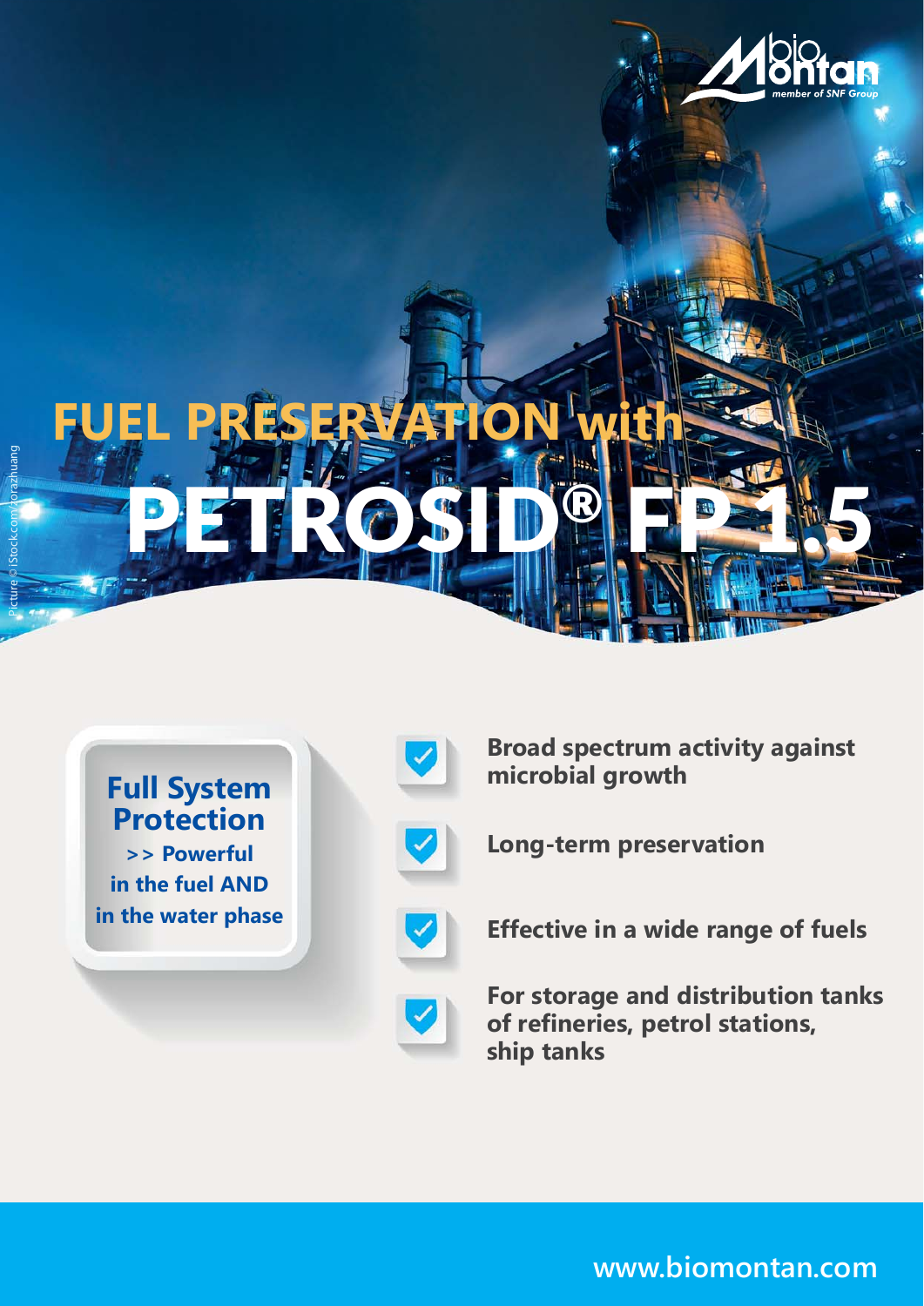# FUEL PRESERVATION with PETROSID® FP 1.5

**Full System Protection**

**>> Powerful in the fuel AND in the water phase**

- **Broad spectrum activity against microbial growth**
- **Long-term preservation**
- **Effective in a wide range of fuels**
- **For storage and distribution tanks of refineries, petrol stations, ship tanks**

Picture © iStock.com/zorazhuang

www.biomontan.com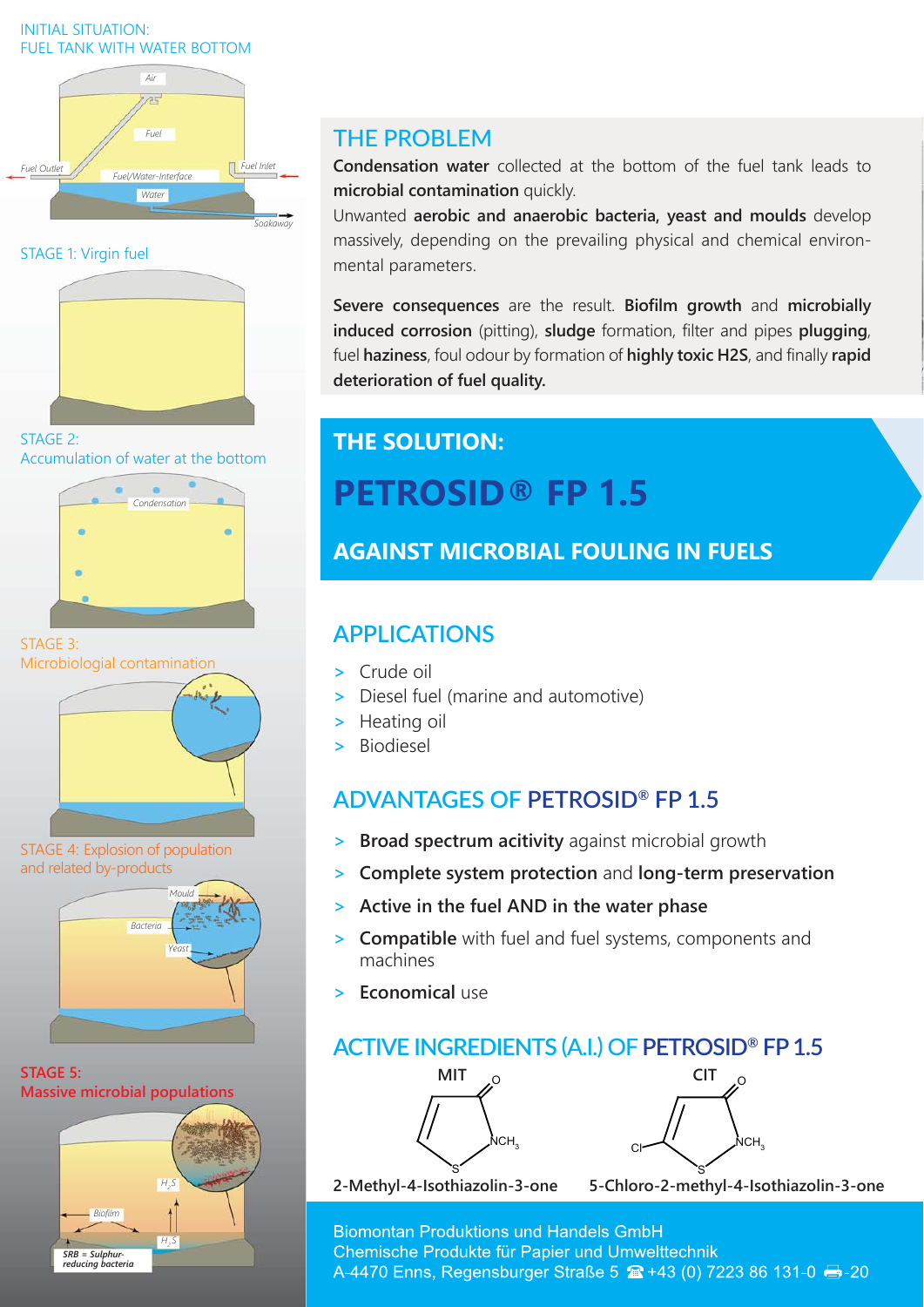INITIAL SITUATION:
FUEL TANK WITH WATER BOTTOM

Air

Fuel

Fuel Outlet

Fuel/Water-Interface

Fuel Inlet

Water

Soakaway

STAGE 1: Virgin fuel

STAGE 2:
Accumulation of water at the bottom

Condensation

STAGE 3:
Microbiologial contamination

STAGE 4: Explosion of population and related by-products

Mould

Bacteria

Yeast

**STAGE 5:**
**Massive microbial populations**

$H_2S$

Biofilm

$H_2S$

SRB = Sulphur-reducing bacteria

## THE PROBLEM

**Condensation water** collected at the bottom of the fuel tank leads to **microbial contamination** quickly.
Unwanted **aerobic and anaerobic bacteria, yeast and moulds** develop massively, depending on the prevailing physical and chemical environmental parameters.

**Severe consequences** are the result. **Biofilm growth** and **microbially induced corrosion** (pitting), **sludge** formation, filter and pipes **plugging**, fuel **haziness**, foul odour by formation of **highly toxic H2S**, and finally **rapid deterioration of fuel quality.**

## THE SOLUTION:

# PETROSID® FP 1.5

## AGAINST MICROBIAL FOULING IN FUELS

## APPLICATIONS

- Crude oil
- Diesel fuel (marine and automotive)
- Heating oil
- Biodiesel

## ADVANTAGES OF PETROSID® FP 1.5

- **Broad spectrum acitivity** against microbial growth
- **Complete system protection** and **long-term preservation**
- **Active in the fuel AND in the water phase**
- **Compatible** with fuel and fuel systems, components and machines
- **Economical** use

## ACTIVE INGREDIENTS (A.I.) OF PETROSID® FP 1.5

MIT

CIT

**2-Methyl-4-Isothiazolin-3-one**

**5-Chloro-2-methyl-4-Isothiazolin-3-one**

Biomontan Produktions und Handels GmbH
Chemische Produkte für Papier und Umwelttechnik
A-4470 Enns, Regensburger Straße 5 ☎ +43 (0) 7223 86 131-0 🖷-20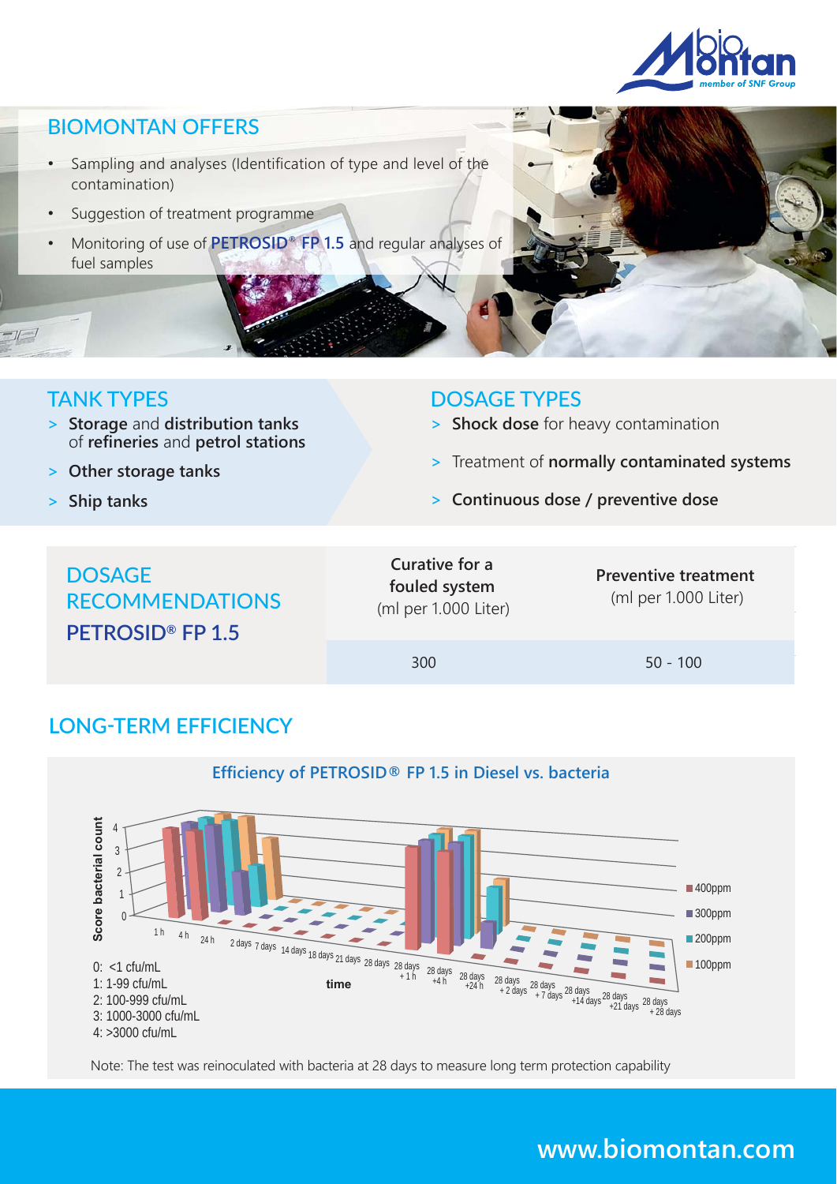## BIOMONTAN OFFERS

- Sampling and analyses (Identification of type and level of the contamination)
- Suggestion of treatment programme
- Monitoring of use of **PETROSID® FP 1.5** and regular analyses of fuel samples

## TANK TYPES

> **Storage** and **distribution tanks** of **refineries** and **petrol stations**

> **Other storage tanks**

> **Ship tanks**

## DOSAGE TYPES

> **Shock dose** for heavy contamination

> Treatment of **normally contaminated systems**

> **Continuous dose / preventive dose**

## DOSAGE RECOMMENDATIONS PETROSID® FP 1.5

| DOSAGE RECOMMENDATIONS PETROSID® FP 1.5 | Curative for a fouled system (ml per 1.000 Liter) | Preventive treatment (ml per 1.000 Liter) |
|---|---|---|
| | 300 | 50 - 100 |

## LONG-TERM EFFICIENCY

**Efficiency of PETROSID® FP 1.5 in Diesel vs. bacteria**

Score bacterial count (0–4) vs. time: 1 h, 4 h, 24 h, 2 days, 7 days, 14 days, 18 days, 21 days, 28 days, 28 days +1 h, 28 days +4 h, 28 days +24 h, 28 days + 2 days, 28 days + 7 days, 28 days +14 days, 28 days +21 days, 28 days + 28 days

Legend: 400ppm, 300ppm, 200ppm, 100ppm

0: <1 cfu/mL
1: 1-99 cfu/mL
2: 100-999 cfu/mL
3: 1000-3000 cfu/mL
4: >3000 cfu/mL

Note: The test was reinoculated with bacteria at 28 days to measure long term protection capability

**www.biomontan.com**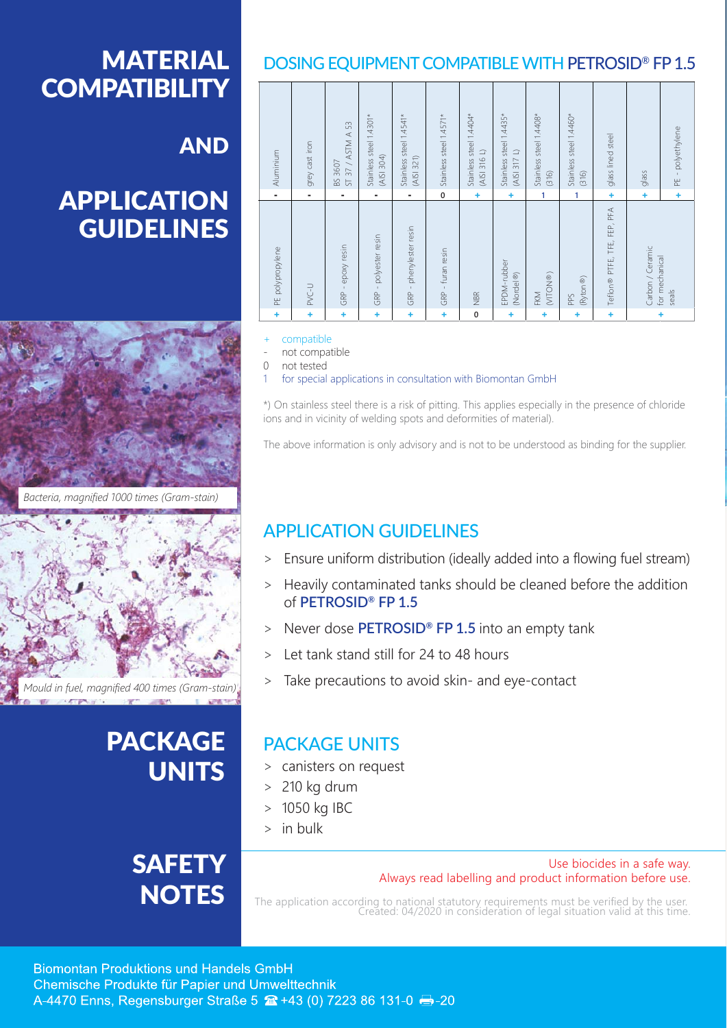# MATERIAL COMPATIBILITY AND APPLICATION GUIDELINES

## DOSING EQUIPMENT COMPATIBLE WITH PETROSID® FP 1.5

| Aluminium | grey cast iron | BS 3607 ST 37 / ASTM A 53 | Stainless steel 1.4301* (AISI 304) | Stainless steel 1.4541* (AISI 321) | Stainless steel 1.4571* | Stainless steel 1.4404* (AISI 316 L) | Stainless steel 1.4435* (AISI 317 L) | Stainless steel 1.4408* (316) | Stainless steel 1.4460* (316) | glass lined steel | glas | PE - polyethylene |
|---|---|---|---|---|---|---|---|---|---|---|---|---|
| - | - | - | - | - | 0 | + | + | 1 | 1 | + | + | + |
| **PE polypropylene** | **PVC-U** | **GRP - epoxy resin** | **GRP - polyester resin** | **GRP - phenylester resin** | **GRP - furan resin** | **NBR** | **EPDM-rubber (Nordel®)** | **FKM (VITON®)** | **PPS (Ryton®)** | **Teflon® PTFE, TFE, FEP, PFA** | **Carbon / Ceramic for mechanical seals** | |
| + | + | + | + | + | + | 0 | + | + | + | + | + | |

\+ compatible
\- not compatible
0 not tested
1 for special applications in consultation with Biomontan GmbH

*) On stainless steel there is a risk of pitting. This applies especially in the presence of chloride ions and in vicinity of welding spots and deformities of material).

The above information is only advisory and is not to be understood as binding for the supplier.

*Bacteria, magnified 1000 times (Gram-stain)*

*Mould in fuel, magnified 400 times (Gram-stain)*

## APPLICATION GUIDELINES

- Ensure uniform distribution (ideally added into a flowing fuel stream)
- Heavily contaminated tanks should be cleaned before the addition of **PETROSID® FP 1.5**
- Never dose **PETROSID® FP 1.5** into an empty tank
- Let tank stand still for 24 to 48 hours
- Take precautions to avoid skin- and eye-contact

# PACKAGE UNITS

## PACKAGE UNITS

- canisters on request
- 210 kg drum
- 1050 kg IBC
- in bulk

# SAFETY NOTES

Use biocides in a safe way.
Always read labelling and product information before use.

The application according to national statutory requirements must be verified by the user.
Created: 04/2020 in consideration of legal situation valid at this time.

Biomontan Produktions und Handels GmbH
Chemische Produkte für Papier und Umwelttechnik
A-4470 Enns, Regensburger Straße 5 ☎ +43 (0) 7223 86 131-0 Fax -20